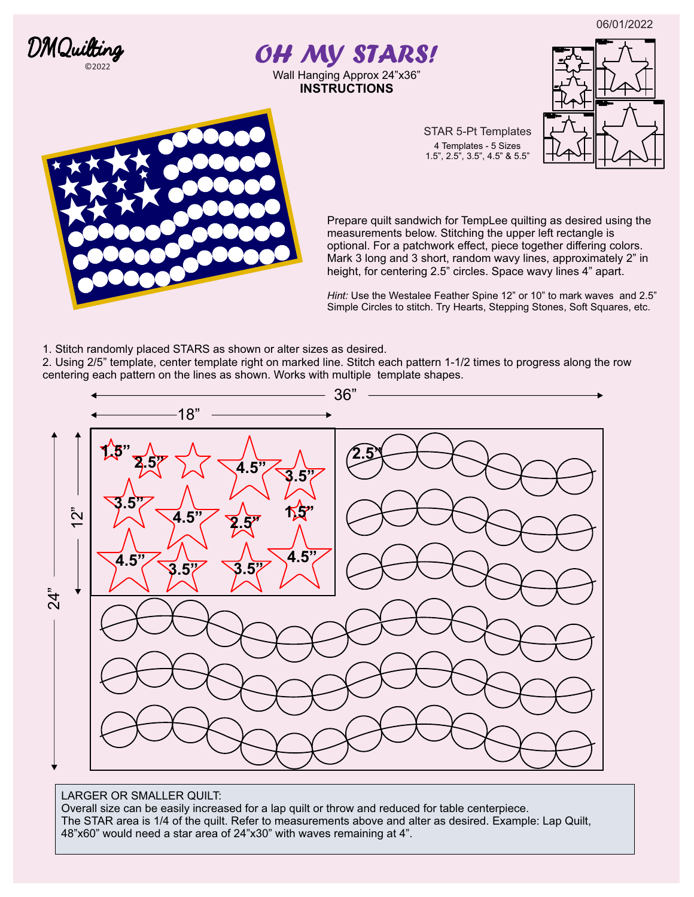06/01/2022

DMQuilting
©2022

# OH MY STARS!

Wall Hanging Approx 24"x36"
**INSTRUCTIONS**

STAR 5-Pt Templates
4 Templates - 5 Sizes
1.5", 2.5", 3.5", 4.5" & 5.5"

Prepare quilt sandwich for TempLee quilting as desired using the measurements below. Stitching the upper left rectangle is optional. For a patchwork effect, piece together differing colors. Mark 3 long and 3 short, random wavy lines, approximately 2" in height, for centering 2.5" circles. Space wavy lines 4" apart.

*Hint:* Use the Westalee Feather Spine 12" or 10" to mark waves and 2.5" Simple Circles to stitch. Try Hearts, Stepping Stones, Soft Squares, etc.

1. Stitch randomly placed STARS as shown or alter sizes as desired.
2. Using 2/5" template, center template right on marked line. Stitch each pattern 1-1/2 times to progress along the row centering each pattern on the lines as shown. Works with multiple template shapes.

36"
18"
12"
24"

1.5" 2.5" 4.5" 3.5" 3.5" 4.5" 2.5" 1.5" 4.5" 3.5" 3.5" 4.5" 2.5"

LARGER OR SMALLER QUILT:
Overall size can be easily increased for a lap quilt or throw and reduced for table centerpiece.
The STAR area is 1/4 of the quilt. Refer to measurements above and alter as desired. Example: Lap Quilt, 48"x60" would need a star area of 24"x30" with waves remaining at 4".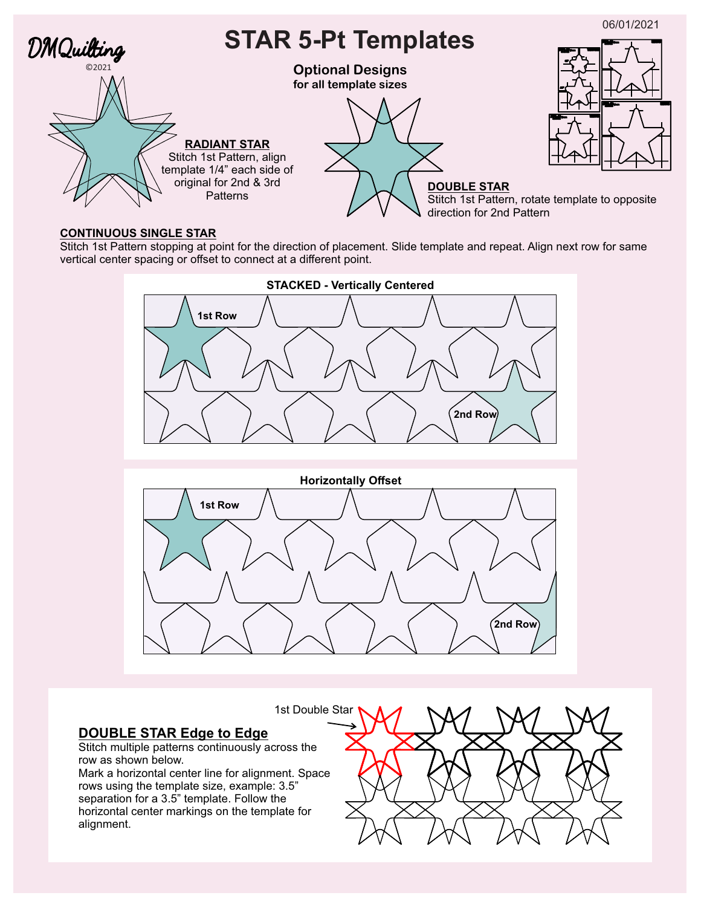DMQuilting
©2021

06/01/2021

# STAR 5-Pt Templates

**Optional Designs**
**for all template sizes**

### RADIANT STAR

Stitch 1st Pattern, align template 1/4" each side of original for 2nd & 3rd Patterns

### DOUBLE STAR

Stitch 1st Pattern, rotate template to opposite direction for 2nd Pattern

### CONTINUOUS SINGLE STAR

Stitch 1st Pattern stopping at point for the direction of placement. Slide template and repeat. Align next row for same vertical center spacing or offset to connect at a different point.

**STACKED - Vertically Centered**

1st Row

2nd Row

**Horizontally Offset**

1st Row

2nd Row

1st Double Star

## DOUBLE STAR Edge to Edge

Stitch multiple patterns continuously across the row as shown below.
Mark a horizontal center line for alignment. Space rows using the template size, example: 3.5" separation for a 3.5" template. Follow the horizontal center markings on the template for alignment.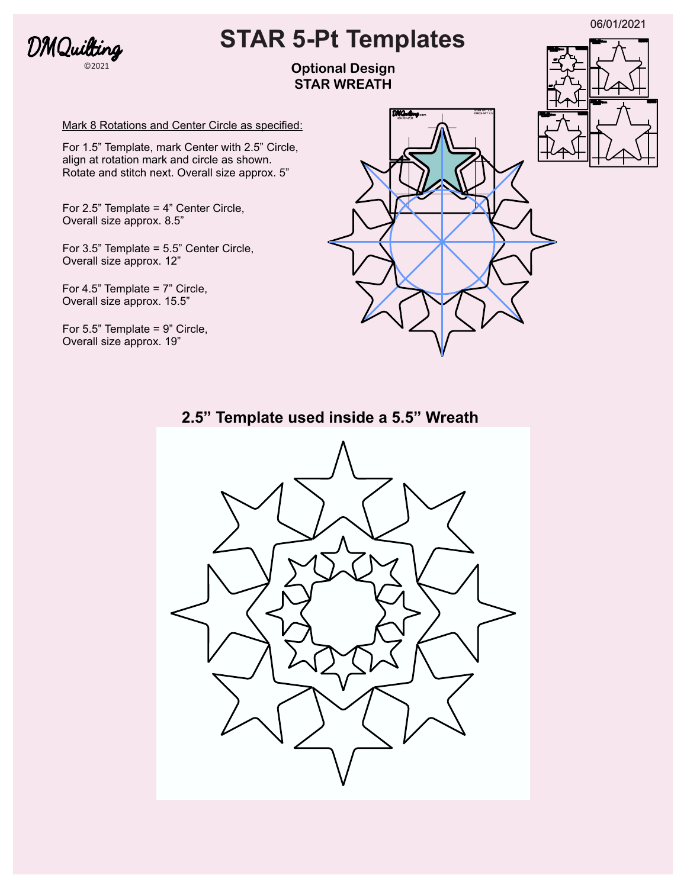DMQuilting
©2021

# STAR 5-Pt Templates

06/01/2021

**Optional Design**
**STAR WREATH**

Mark 8 Rotations and Center Circle as specified:

For 1.5" Template, mark Center with 2.5" Circle, align at rotation mark and circle as shown. Rotate and stitch next. Overall size approx. 5"

For 2.5" Template = 4" Center Circle, Overall size approx. 8.5"

For 3.5" Template = 5.5" Center Circle, Overall size approx. 12"

For 4.5" Template = 7" Circle, Overall size approx. 15.5"

For 5.5" Template = 9" Circle, Overall size approx. 19"

## 2.5" Template used inside a 5.5" Wreath